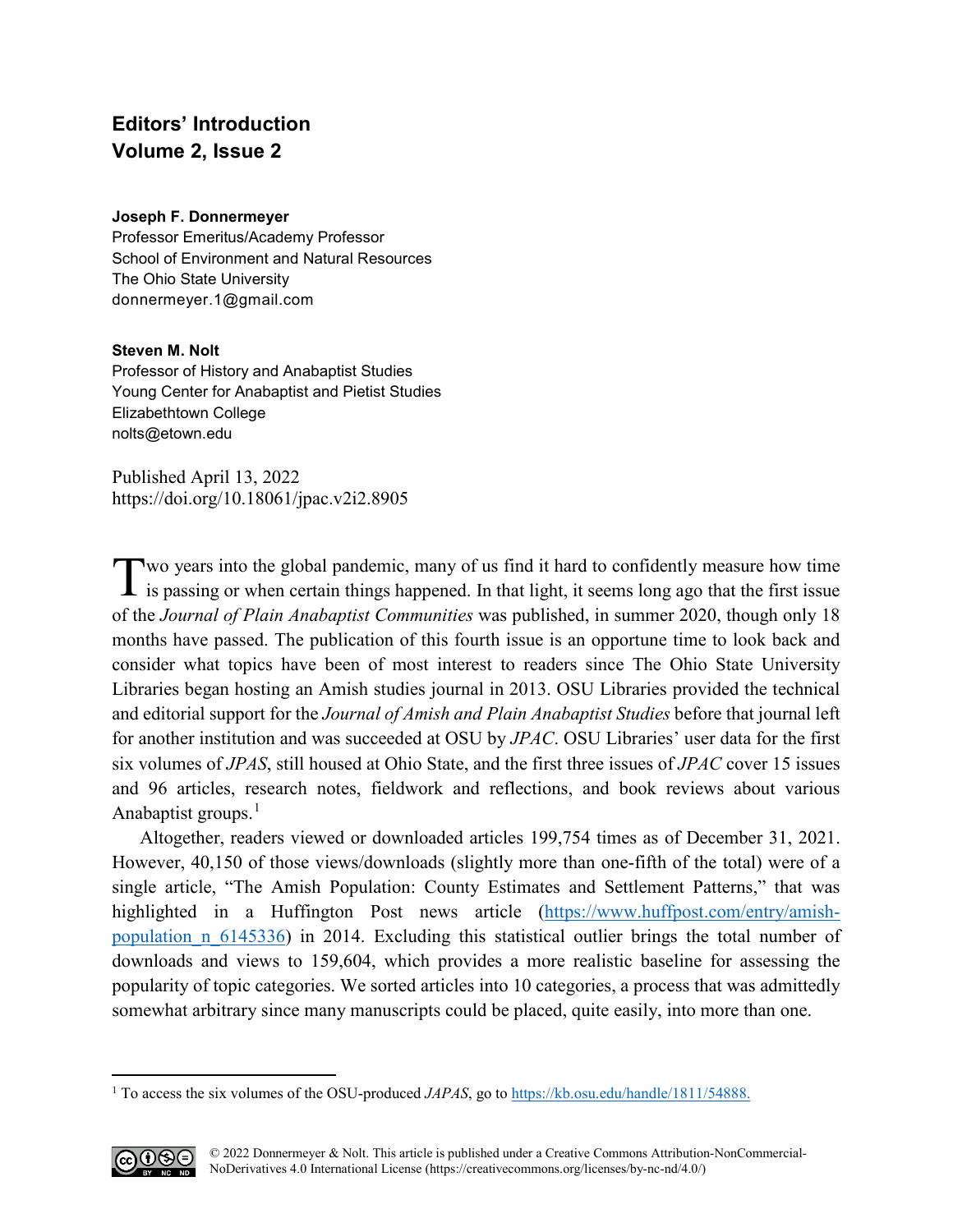# Editors' Introduction
# Volume 2, Issue 2

**Joseph F. Donnermeyer**
Professor Emeritus/Academy Professor
School of Environment and Natural Resources
The Ohio State University
donnermeyer.1@gmail.com

**Steven M. Nolt**
Professor of History and Anabaptist Studies
Young Center for Anabaptist and Pietist Studies
Elizabethtown College
nolts@etown.edu

Published April 13, 2022
https://doi.org/10.18061/jpac.v2i2.8905

Two years into the global pandemic, many of us find it hard to confidently measure how time is passing or when certain things happened. In that light, it seems long ago that the first issue of the *Journal of Plain Anabaptist Communities* was published, in summer 2020, though only 18 months have passed. The publication of this fourth issue is an opportune time to look back and consider what topics have been of most interest to readers since The Ohio State University Libraries began hosting an Amish studies journal in 2013. OSU Libraries provided the technical and editorial support for the *Journal of Amish and Plain Anabaptist Studies* before that journal left for another institution and was succeeded at OSU by *JPAC*. OSU Libraries' user data for the first six volumes of *JPAS*, still housed at Ohio State, and the first three issues of *JPAC* cover 15 issues and 96 articles, research notes, fieldwork and reflections, and book reviews about various Anabaptist groups.[1]

Altogether, readers viewed or downloaded articles 199,754 times as of December 31, 2021. However, 40,150 of those views/downloads (slightly more than one-fifth of the total) were of a single article, "The Amish Population: County Estimates and Settlement Patterns," that was highlighted in a Huffington Post news article (https://www.huffpost.com/entry/amish-population_n_6145336) in 2014. Excluding this statistical outlier brings the total number of downloads and views to 159,604, which provides a more realistic baseline for assessing the popularity of topic categories. We sorted articles into 10 categories, a process that was admittedly somewhat arbitrary since many manuscripts could be placed, quite easily, into more than one.

---

[1] To access the six volumes of the OSU-produced *JAPAS*, go to https://kb.osu.edu/handle/1811/54888.

© 2022 Donnermeyer & Nolt. This article is published under a Creative Commons Attribution-NonCommercial-NoDerivatives 4.0 International License (https://creativecommons.org/licenses/by-nc-nd/4.0/)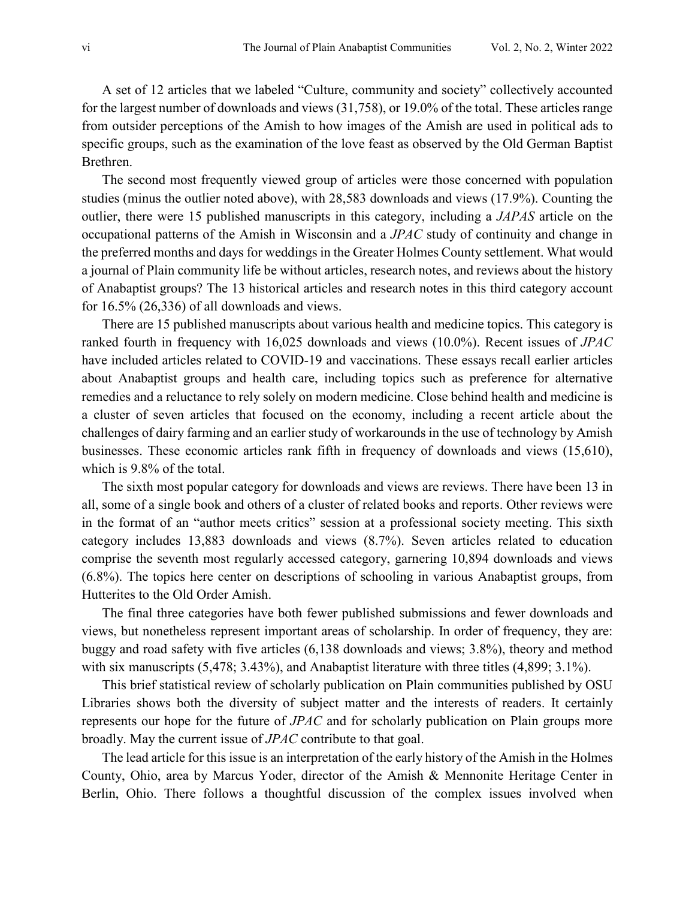A set of 12 articles that we labeled "Culture, community and society" collectively accounted for the largest number of downloads and views (31,758), or 19.0% of the total. These articles range from outsider perceptions of the Amish to how images of the Amish are used in political ads to specific groups, such as the examination of the love feast as observed by the Old German Baptist Brethren.

The second most frequently viewed group of articles were those concerned with population studies (minus the outlier noted above), with 28,583 downloads and views (17.9%). Counting the outlier, there were 15 published manuscripts in this category, including a *JAPAS* article on the occupational patterns of the Amish in Wisconsin and a *JPAC* study of continuity and change in the preferred months and days for weddings in the Greater Holmes County settlement. What would a journal of Plain community life be without articles, research notes, and reviews about the history of Anabaptist groups? The 13 historical articles and research notes in this third category account for 16.5% (26,336) of all downloads and views.

There are 15 published manuscripts about various health and medicine topics. This category is ranked fourth in frequency with 16,025 downloads and views (10.0%). Recent issues of *JPAC* have included articles related to COVID-19 and vaccinations. These essays recall earlier articles about Anabaptist groups and health care, including topics such as preference for alternative remedies and a reluctance to rely solely on modern medicine. Close behind health and medicine is a cluster of seven articles that focused on the economy, including a recent article about the challenges of dairy farming and an earlier study of workarounds in the use of technology by Amish businesses. These economic articles rank fifth in frequency of downloads and views (15,610), which is 9.8% of the total.

The sixth most popular category for downloads and views are reviews. There have been 13 in all, some of a single book and others of a cluster of related books and reports. Other reviews were in the format of an "author meets critics" session at a professional society meeting. This sixth category includes 13,883 downloads and views (8.7%). Seven articles related to education comprise the seventh most regularly accessed category, garnering 10,894 downloads and views (6.8%). The topics here center on descriptions of schooling in various Anabaptist groups, from Hutterites to the Old Order Amish.

The final three categories have both fewer published submissions and fewer downloads and views, but nonetheless represent important areas of scholarship. In order of frequency, they are: buggy and road safety with five articles (6,138 downloads and views; 3.8%), theory and method with six manuscripts (5,478; 3.43%), and Anabaptist literature with three titles (4,899; 3.1%).

This brief statistical review of scholarly publication on Plain communities published by OSU Libraries shows both the diversity of subject matter and the interests of readers. It certainly represents our hope for the future of *JPAC* and for scholarly publication on Plain groups more broadly. May the current issue of *JPAC* contribute to that goal.

The lead article for this issue is an interpretation of the early history of the Amish in the Holmes County, Ohio, area by Marcus Yoder, director of the Amish & Mennonite Heritage Center in Berlin, Ohio. There follows a thoughtful discussion of the complex issues involved when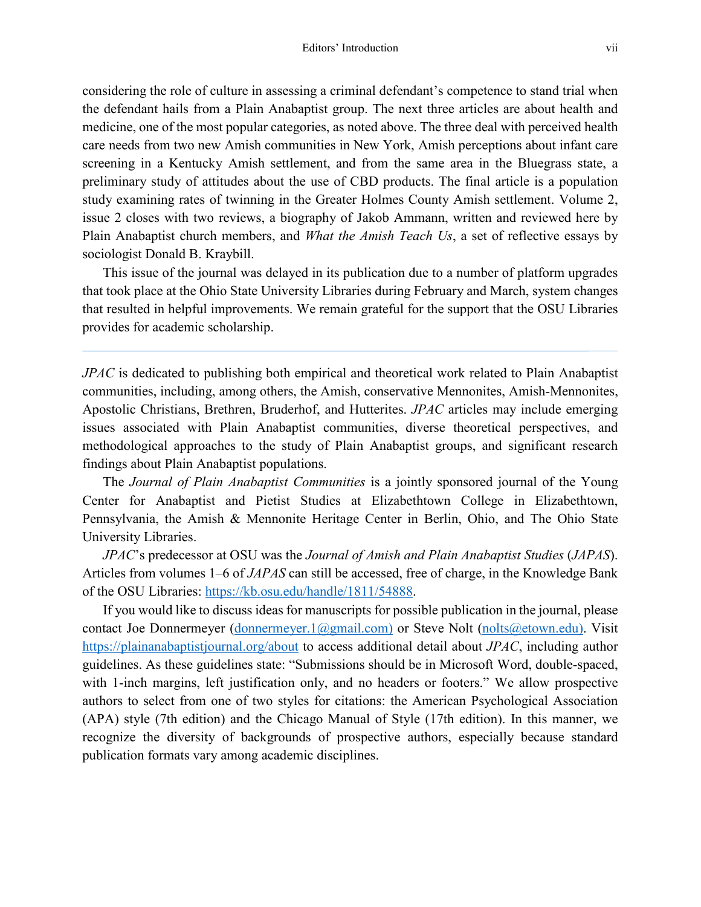considering the role of culture in assessing a criminal defendant's competence to stand trial when the defendant hails from a Plain Anabaptist group. The next three articles are about health and medicine, one of the most popular categories, as noted above. The three deal with perceived health care needs from two new Amish communities in New York, Amish perceptions about infant care screening in a Kentucky Amish settlement, and from the same area in the Bluegrass state, a preliminary study of attitudes about the use of CBD products. The final article is a population study examining rates of twinning in the Greater Holmes County Amish settlement. Volume 2, issue 2 closes with two reviews, a biography of Jakob Ammann, written and reviewed here by Plain Anabaptist church members, and *What the Amish Teach Us*, a set of reflective essays by sociologist Donald B. Kraybill.

This issue of the journal was delayed in its publication due to a number of platform upgrades that took place at the Ohio State University Libraries during February and March, system changes that resulted in helpful improvements. We remain grateful for the support that the OSU Libraries provides for academic scholarship.

---

*JPAC* is dedicated to publishing both empirical and theoretical work related to Plain Anabaptist communities, including, among others, the Amish, conservative Mennonites, Amish-Mennonites, Apostolic Christians, Brethren, Bruderhof, and Hutterites. *JPAC* articles may include emerging issues associated with Plain Anabaptist communities, diverse theoretical perspectives, and methodological approaches to the study of Plain Anabaptist groups, and significant research findings about Plain Anabaptist populations.

The *Journal of Plain Anabaptist Communities* is a jointly sponsored journal of the Young Center for Anabaptist and Pietist Studies at Elizabethtown College in Elizabethtown, Pennsylvania, the Amish & Mennonite Heritage Center in Berlin, Ohio, and The Ohio State University Libraries.

*JPAC*'s predecessor at OSU was the *Journal of Amish and Plain Anabaptist Studies* (*JAPAS*). Articles from volumes 1–6 of *JAPAS* can still be accessed, free of charge, in the Knowledge Bank of the OSU Libraries: https://kb.osu.edu/handle/1811/54888.

If you would like to discuss ideas for manuscripts for possible publication in the journal, please contact Joe Donnermeyer (donnermeyer.1@gmail.com) or Steve Nolt (nolts@etown.edu). Visit https://plainanabaptistjournal.org/about to access additional detail about *JPAC*, including author guidelines. As these guidelines state: "Submissions should be in Microsoft Word, double-spaced, with 1-inch margins, left justification only, and no headers or footers." We allow prospective authors to select from one of two styles for citations: the American Psychological Association (APA) style (7th edition) and the Chicago Manual of Style (17th edition). In this manner, we recognize the diversity of backgrounds of prospective authors, especially because standard publication formats vary among academic disciplines.